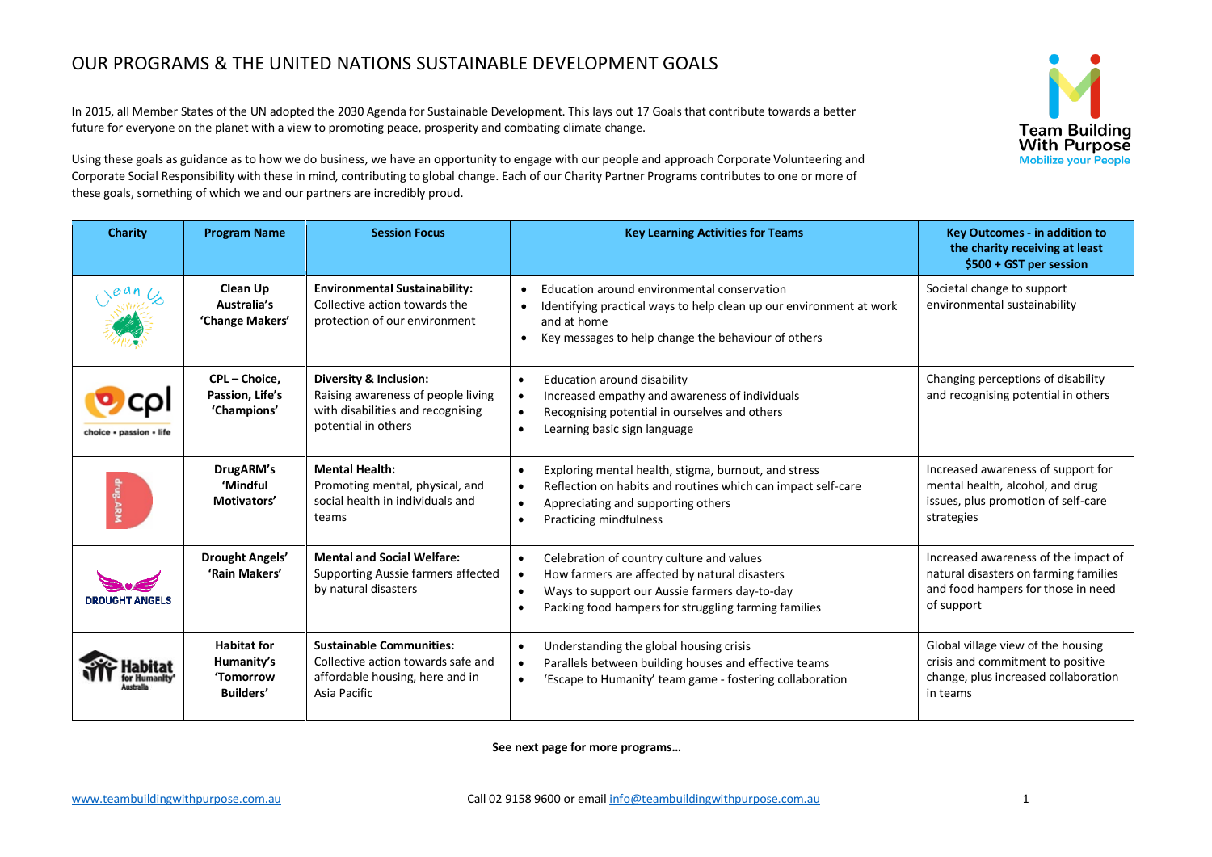# OUR PROGRAMS & THE UNITED NATIONS SUSTAINABLE DEVELOPMENT GOALS

In 2015, all Member States of the UN adopted the 2030 Agenda for Sustainable Development. This lays out 17 Goals that contribute towards a better future for everyone on the planet with a view to promoting peace, prosperity and combating climate change.

Using these goals as guidance as to how we do business, we have an opportunity to engage with our people and approach Corporate Volunteering and Corporate Social Responsibility with these in mind, contributing to global change. Each of our Charity Partner Programs contributes to one or more of these goals, something of which we and our partners are incredibly proud.

| Charity | Program Name | Session Focus | Key Learning Activities for Teams | Key Outcomes - in addition to the charity receiving at least $500 + GST per session |
|---|---|---|---|---|
| Clean Up | **Clean Up Australia's 'Change Makers'** | **Environmental Sustainability:** Collective action towards the protection of our environment | • Education around environmental conservation<br>• Identifying practical ways to help clean up our environment at work and at home<br>• Key messages to help change the behaviour of others | Societal change to support environmental sustainability |
| cpl choice • passion • life | **CPL – Choice, Passion, Life's 'Champions'** | **Diversity & Inclusion:** Raising awareness of people living with disabilities and recognising potential in others | • Education around disability<br>• Increased empathy and awareness of individuals<br>• Recognising potential in ourselves and others<br>• Learning basic sign language | Changing perceptions of disability and recognising potential in others |
| drug.ARM | **DrugARM's 'Mindful Motivators'** | **Mental Health:** Promoting mental, physical, and social health in individuals and teams | • Exploring mental health, stigma, burnout, and stress<br>• Reflection on habits and routines which can impact self-care<br>• Appreciating and supporting others<br>• Practicing mindfulness | Increased awareness of support for mental health, alcohol, and drug issues, plus promotion of self-care strategies |
| DROUGHT ANGELS | **Drought Angels' 'Rain Makers'** | **Mental and Social Welfare:** Supporting Aussie farmers affected by natural disasters | • Celebration of country culture and values<br>• How farmers are affected by natural disasters<br>• Ways to support our Aussie farmers day-to-day<br>• Packing food hampers for struggling farming families | Increased awareness of the impact of natural disasters on farming families and food hampers for those in need of support |
| Habitat for Humanity Australia | **Habitat for Humanity's 'Tomorrow Builders'** | **Sustainable Communities:** Collective action towards safe and affordable housing, here and in Asia Pacific | • Understanding the global housing crisis<br>• Parallels between building houses and effective teams<br>• 'Escape to Humanity' team game - fostering collaboration | Global village view of the housing crisis and commitment to positive change, plus increased collaboration in teams |

**See next page for more programs…**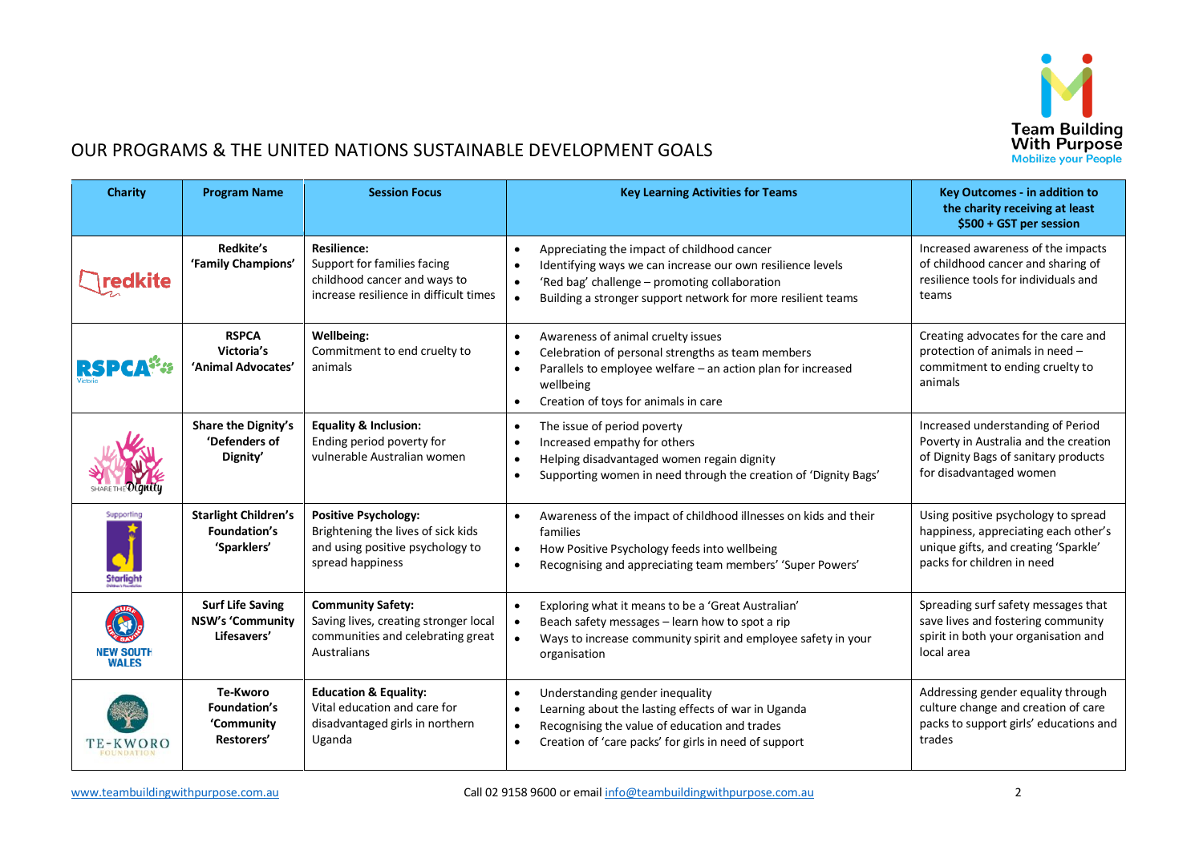# OUR PROGRAMS & THE UNITED NATIONS SUSTAINABLE DEVELOPMENT GOALS

| Charity | Program Name | Session Focus | Key Learning Activities for Teams | Key Outcomes - in addition to the charity receiving at least $500 + GST per session |
|---|---|---|---|---|
| redkite | **Redkite's 'Family Champions'** | **Resilience:** Support for families facing childhood cancer and ways to increase resilience in difficult times | • Appreciating the impact of childhood cancer<br>• Identifying ways we can increase our own resilience levels<br>• 'Red bag' challenge – promoting collaboration<br>• Building a stronger support network for more resilient teams | Increased awareness of the impacts of childhood cancer and sharing of resilience tools for individuals and teams |
| RSPCA Victoria | **RSPCA Victoria's 'Animal Advocates'** | **Wellbeing:** Commitment to end cruelty to animals | • Awareness of animal cruelty issues<br>• Celebration of personal strengths as team members<br>• Parallels to employee welfare – an action plan for increased wellbeing<br>• Creation of toys for animals in care | Creating advocates for the care and protection of animals in need – commitment to ending cruelty to animals |
| Share the Dignity | **Share the Dignity's 'Defenders of Dignity'** | **Equality & Inclusion:** Ending period poverty for vulnerable Australian women | • The issue of period poverty<br>• Increased empathy for others<br>• Helping disadvantaged women regain dignity<br>• Supporting women in need through the creation of 'Dignity Bags' | Increased understanding of Period Poverty in Australia and the creation of Dignity Bags of sanitary products for disadvantaged women |
| Supporting Starlight Children's Foundation | **Starlight Children's Foundation's 'Sparklers'** | **Positive Psychology:** Brightening the lives of sick kids and using positive psychology to spread happiness | • Awareness of the impact of childhood illnesses on kids and their families<br>• How Positive Psychology feeds into wellbeing<br>• Recognising and appreciating team members' 'Super Powers' | Using positive psychology to spread happiness, appreciating each other's unique gifts, and creating 'Sparkle' packs for children in need |
| Surf Life Saving New South Wales | **Surf Life Saving NSW's 'Community Lifesavers'** | **Community Safety:** Saving lives, creating stronger local communities and celebrating great Australians | • Exploring what it means to be a 'Great Australian'<br>• Beach safety messages – learn how to spot a rip<br>• Ways to increase community spirit and employee safety in your organisation | Spreading surf safety messages that save lives and fostering community spirit in both your organisation and local area |
| Te-Kworo Foundation | **Te-Kworo Foundation's 'Community Restorers'** | **Education & Equality:** Vital education and care for disadvantaged girls in northern Uganda | • Understanding gender inequality<br>• Learning about the lasting effects of war in Uganda<br>• Recognising the value of education and trades<br>• Creation of 'care packs' for girls in need of support | Addressing gender equality through culture change and creation of care packs to support girls' educations and trades |

www.teambuildingwithpurpose.com.au Call 02 9158 9600 or email info@teambuildingwithpurpose.com.au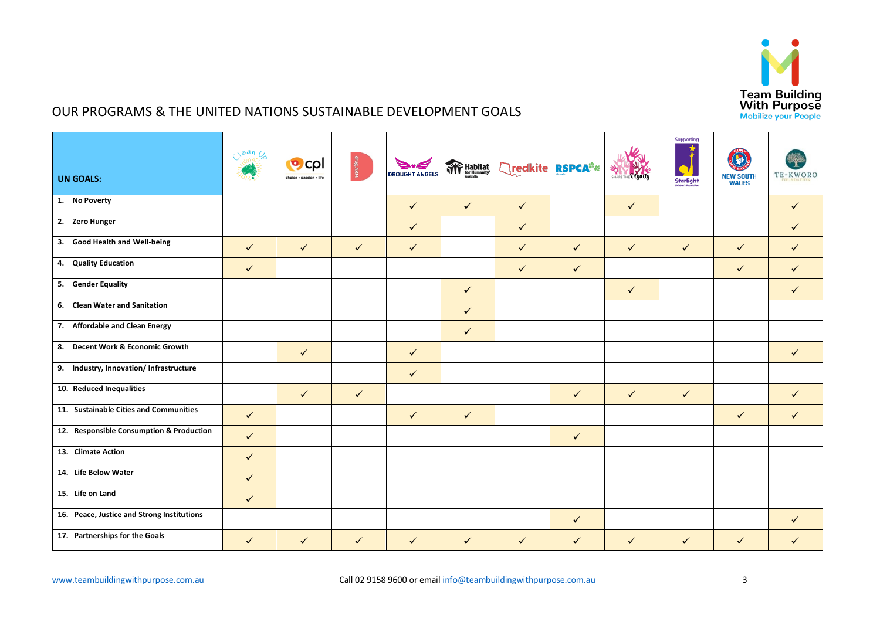# OUR PROGRAMS & THE UNITED NATIONS SUSTAINABLE DEVELOPMENT GOALS

| UN GOALS: | Clean Up Australia | cpl | Dig Deep | Drought Angels | Habitat for Humanity Australia | redkite | RSPCA | Share the Dignity | Starlight | Surf Life Saving New South Wales | Te-Kworo Foundation |
|---|---|---|---|---|---|---|---|---|---|---|---|
| 1. No Poverty | | | | ✓ | ✓ | ✓ | | ✓ | | | ✓ |
| 2. Zero Hunger | | | | ✓ | | ✓ | | | | | ✓ |
| 3. Good Health and Well-being | ✓ | ✓ | ✓ | ✓ | | ✓ | ✓ | ✓ | ✓ | ✓ | ✓ |
| 4. Quality Education | ✓ | | | | | ✓ | ✓ | | | ✓ | ✓ |
| 5. Gender Equality | | | | | ✓ | | | ✓ | | | ✓ |
| 6. Clean Water and Sanitation | | | | | ✓ | | | | | | |
| 7. Affordable and Clean Energy | | | | | ✓ | | | | | | |
| 8. Decent Work & Economic Growth | | ✓ | | ✓ | | | | | | | ✓ |
| 9. Industry, Innovation/ Infrastructure | | | | ✓ | | | | | | | |
| 10. Reduced Inequalities | | ✓ | ✓ | | | | ✓ | ✓ | ✓ | | ✓ |
| 11. Sustainable Cities and Communities | ✓ | | | ✓ | ✓ | | | | | ✓ | ✓ |
| 12. Responsible Consumption & Production | ✓ | | | | | | ✓ | | | | |
| 13. Climate Action | ✓ | | | | | | | | | | |
| 14. Life Below Water | ✓ | | | | | | | | | | |
| 15. Life on Land | ✓ | | | | | | | | | | |
| 16. Peace, Justice and Strong Institutions | | | | | | | ✓ | | | | ✓ |
| 17. Partnerships for the Goals | ✓ | ✓ | ✓ | ✓ | ✓ | ✓ | ✓ | ✓ | ✓ | ✓ | ✓ |

www.teambuildingwithpurpose.com.au    Call 02 9158 9600 or email info@teambuildingwithpurpose.com.au